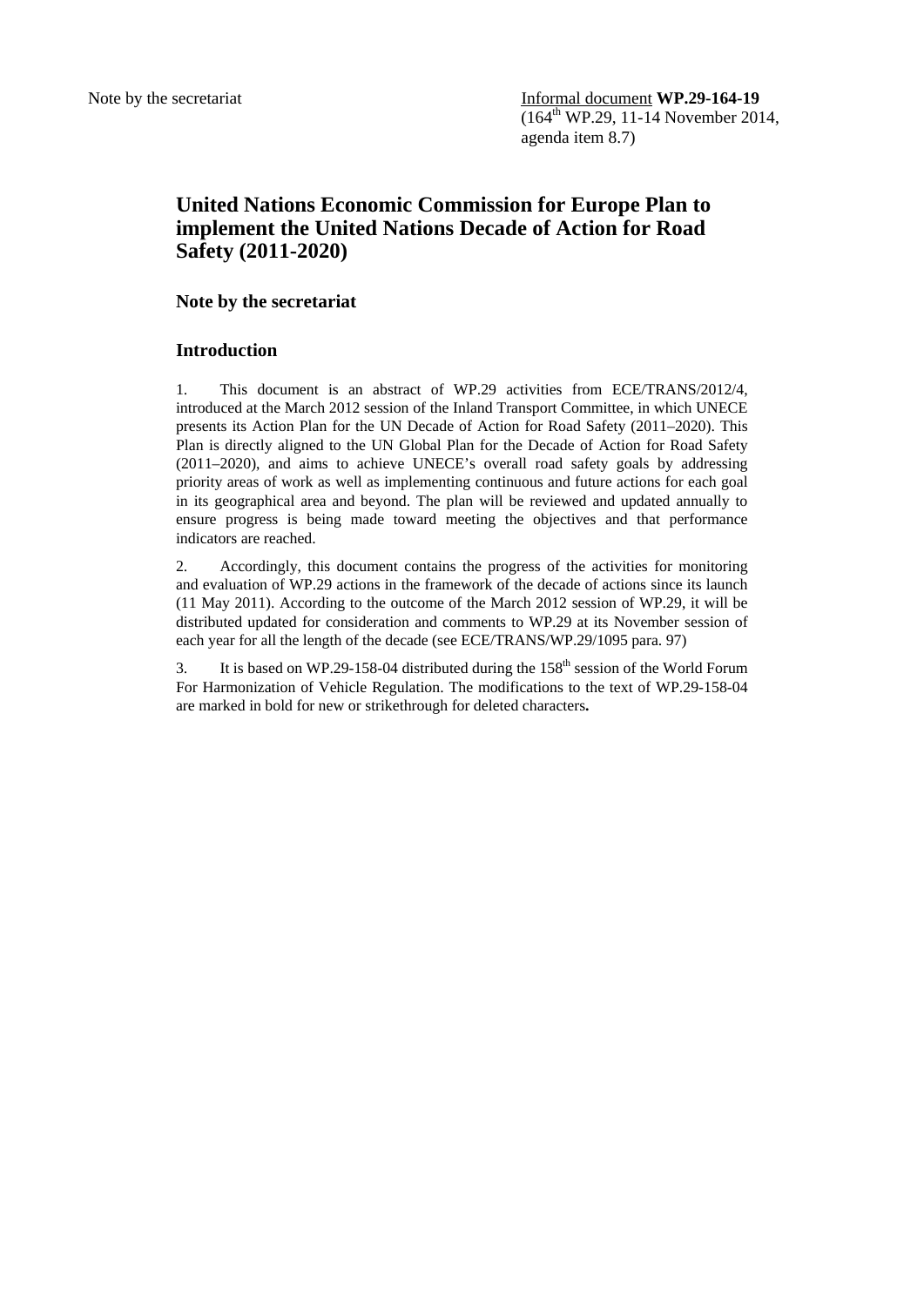Note by the secretariat

Informal document **WP.29-164-19**
(164th WP.29, 11-14 November 2014, agenda item 8.7)

# United Nations Economic Commission for Europe Plan to implement the United Nations Decade of Action for Road Safety (2011-2020)

## Note by the secretariat

## Introduction

1. This document is an abstract of WP.29 activities from ECE/TRANS/2012/4, introduced at the March 2012 session of the Inland Transport Committee, in which UNECE presents its Action Plan for the UN Decade of Action for Road Safety (2011–2020). This Plan is directly aligned to the UN Global Plan for the Decade of Action for Road Safety (2011–2020), and aims to achieve UNECE's overall road safety goals by addressing priority areas of work as well as implementing continuous and future actions for each goal in its geographical area and beyond. The plan will be reviewed and updated annually to ensure progress is being made toward meeting the objectives and that performance indicators are reached.

2. Accordingly, this document contains the progress of the activities for monitoring and evaluation of WP.29 actions in the framework of the decade of actions since its launch (11 May 2011). According to the outcome of the March 2012 session of WP.29, it will be distributed updated for consideration and comments to WP.29 at its November session of each year for all the length of the decade (see ECE/TRANS/WP.29/1095 para. 97)

3. It is based on WP.29-158-04 distributed during the 158th session of the World Forum For Harmonization of Vehicle Regulation. The modifications to the text of WP.29-158-04 are marked in bold for new or strikethrough for deleted characters**.**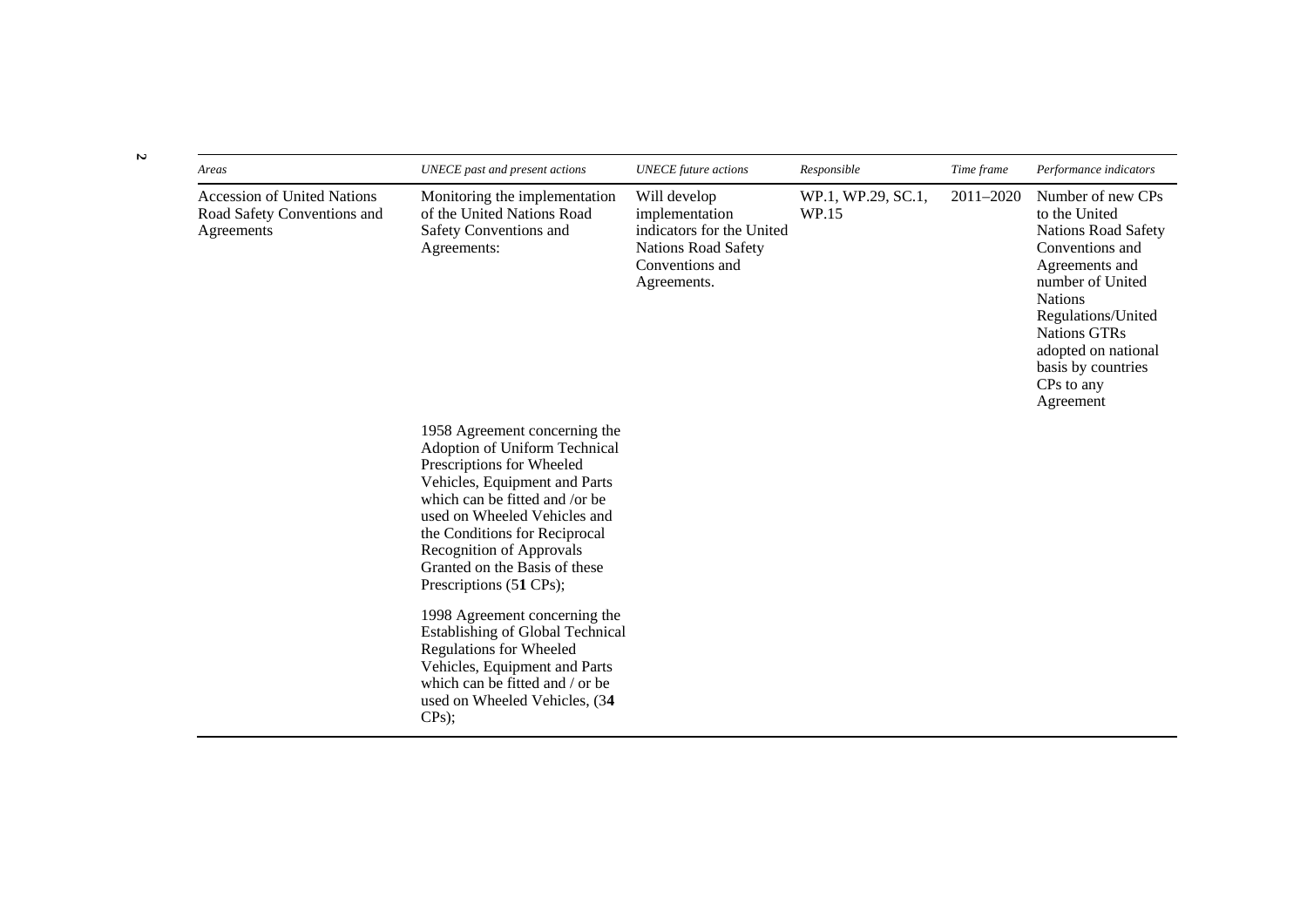| *Areas* | *UNECE past and present actions* | *UNECE future actions* | *Responsible* | *Time frame* | *Performance indicators* |
|---|---|---|---|---|---|
| Accession of United Nations Road Safety Conventions and Agreements | Monitoring the implementation of the United Nations Road Safety Conventions and Agreements: | Will develop implementation indicators for the United Nations Road Safety Conventions and Agreements. | WP.1, WP.29, SC.1, WP.15 | 2011–2020 | Number of new CPs to the United Nations Road Safety Conventions and Agreements and number of United Nations Regulations/United Nations GTRs adopted on national basis by countries CPs to any Agreement |
| | 1958 Agreement concerning the Adoption of Uniform Technical Prescriptions for Wheeled Vehicles, Equipment and Parts which can be fitted and /or be used on Wheeled Vehicles and the Conditions for Reciprocal Recognition of Approvals Granted on the Basis of these Prescriptions (5**1** CPs); | | | | |
| | 1998 Agreement concerning the Establishing of Global Technical Regulations for Wheeled Vehicles, Equipment and Parts which can be fitted and / or be used on Wheeled Vehicles, (3**4** CPs); | | | | |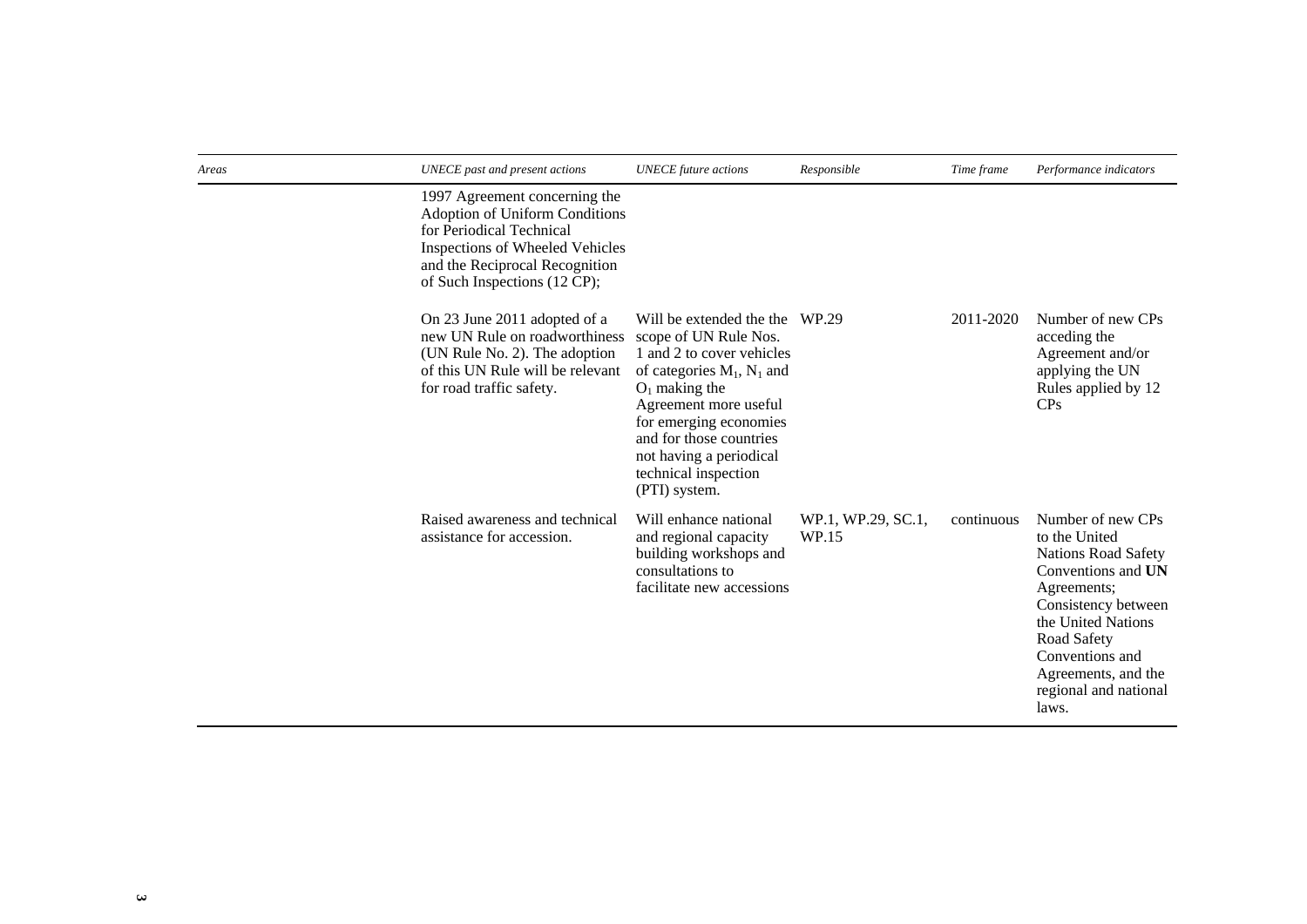| *Areas* | *UNECE past and present actions* | *UNECE future actions* | *Responsible* | *Time frame* | *Performance indicators* |
|---|---|---|---|---|---|
| | 1997 Agreement concerning the Adoption of Uniform Conditions for Periodical Technical Inspections of Wheeled Vehicles and the Reciprocal Recognition of Such Inspections (12 CP); | | | | |
| | On 23 June 2011 adopted of a new UN Rule on roadworthiness (UN Rule No. 2). The adoption of this UN Rule will be relevant for road traffic safety. | Will be extended the the scope of UN Rule Nos. 1 and 2 to cover vehicles of categories $M_1$, $N_1$ and $O_1$ making the Agreement more useful for emerging economies and for those countries not having a periodical technical inspection (PTI) system. | WP.29 | 2011-2020 | Number of new CPs acceding the Agreement and/or applying the UN Rules applied by 12 CPs |
| | Raised awareness and technical assistance for accession. | Will enhance national and regional capacity building workshops and consultations to facilitate new accessions | WP.1, WP.29, SC.1, WP.15 | continuous | Number of new CPs to the United Nations Road Safety Conventions and **UN** Agreements; Consistency between the United Nations Road Safety Conventions and Agreements, and the regional and national laws. |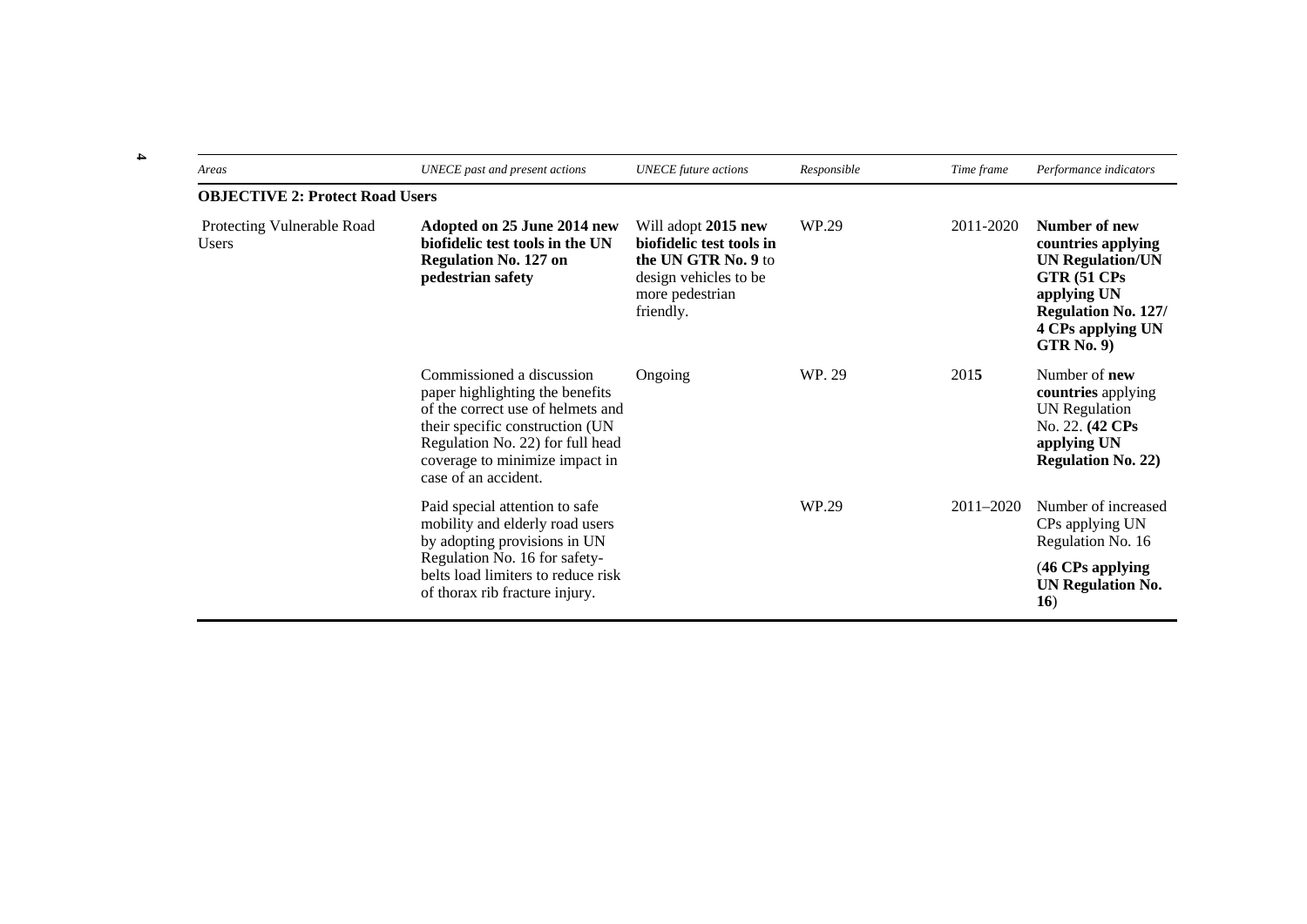| *Areas* | *UNECE past and present actions* | *UNECE future actions* | *Responsible* | *Time frame* | *Performance indicators* |
|---|---|---|---|---|---|
| **OBJECTIVE 2: Protect Road Users** | | | | | |
| Protecting Vulnerable Road Users | **Adopted on 25 June 2014 new biofidelic test tools in the UN Regulation No. 127 on pedestrian safety** | Will adopt **2015 new biofidelic test tools in the UN GTR No. 9** to design vehicles to be more pedestrian friendly. | WP.29 | 2011-2020 | **Number of new countries applying UN Regulation/UN GTR (51 CPs applying UN Regulation No. 127/ 4 CPs applying UN GTR No. 9)** |
| | Commissioned a discussion paper highlighting the benefits of the correct use of helmets and their specific construction (UN Regulation No. 22) for full head coverage to minimize impact in case of an accident. | Ongoing | WP. 29 | 201**5** | Number of **new countries** applying UN Regulation No. 22. **(42 CPs applying UN Regulation No. 22)** |
| | Paid special attention to safe mobility and elderly road users by adopting provisions in UN Regulation No. 16 for safety-belts load limiters to reduce risk of thorax rib fracture injury. | | WP.29 | 2011–2020 | Number of increased CPs applying UN Regulation No. 16 (**46 CPs applying UN Regulation No. 16**) |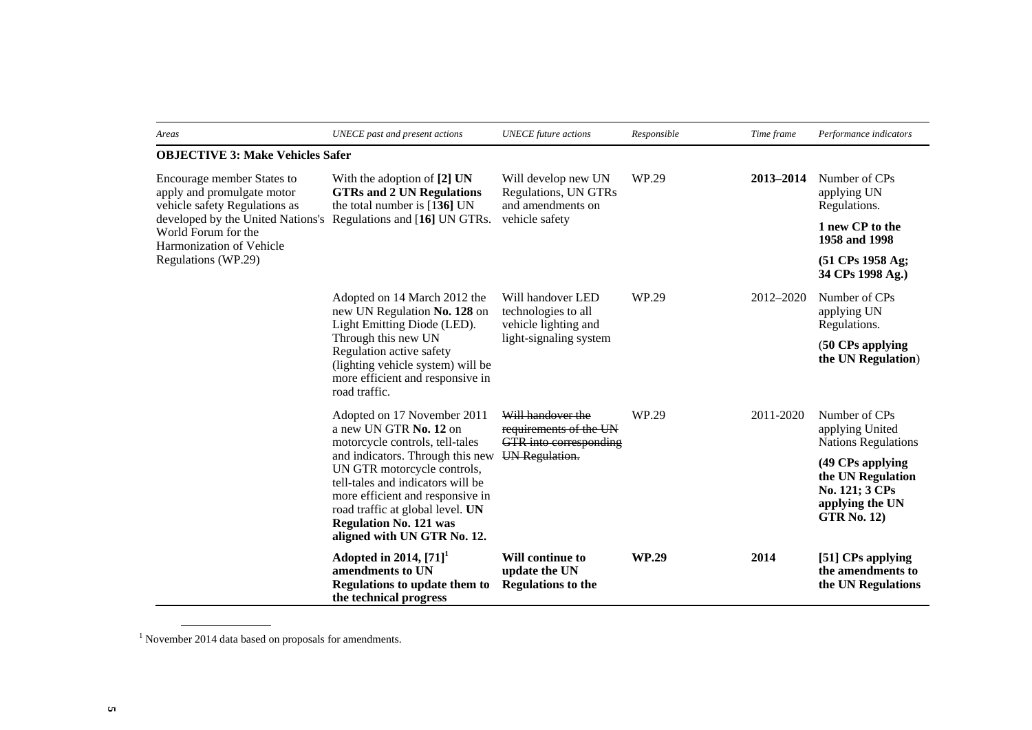| *Areas* | *UNECE past and present actions* | *UNECE future actions* | *Responsible* | *Time frame* | *Performance indicators* |
|---|---|---|---|---|---|
| **OBJECTIVE 3: Make Vehicles Safer** | | | | | |
| Encourage member States to apply and promulgate motor vehicle safety Regulations as developed by the United Nations's World Forum for the Harmonization of Vehicle Regulations (WP.29) | With the adoption of **[2] UN GTRs and 2 UN Regulations** the total number is [1**36]** UN Regulations and [**16]** UN GTRs. | Will develop new UN Regulations, UN GTRs and amendments on vehicle safety | WP.29 | **2013–2014** | Number of CPs applying UN Regulations. **1 new CP to the 1958 and 1998** **(51 CPs 1958 Ag; 34 CPs 1998 Ag.)** |
| | Adopted on 14 March 2012 the new UN Regulation **No. 128** on Light Emitting Diode (LED). Through this new UN Regulation active safety (lighting vehicle system) will be more efficient and responsive in road traffic. | Will handover LED technologies to all vehicle lighting and light-signaling system | WP.29 | 2012–2020 | Number of CPs applying UN Regulations. (**50 CPs applying the UN Regulation**) |
| | Adopted on 17 November 2011 a new UN GTR **No. 12** on motorcycle controls, tell-tales and indicators. Through this new UN GTR motorcycle controls, tell-tales and indicators will be more efficient and responsive in road traffic at global level. **UN Regulation No. 121 was aligned with UN GTR No. 12.** | ~~Will handover the requirements of the UN GTR into corresponding UN Regulation.~~ | WP.29 | 2011-2020 | Number of CPs applying United Nations Regulations **(49 CPs applying the UN Regulation No. 121; 3 CPs applying the UN GTR No. 12)** |
| | **Adopted in 2014, [71]**[1] **amendments to UN Regulations to update them to the technical progress** | **Will continue to update the UN Regulations to the** | **WP.29** | **2014** | **[51] CPs applying the amendments to the UN Regulations** |

[1] November 2014 data based on proposals for amendments.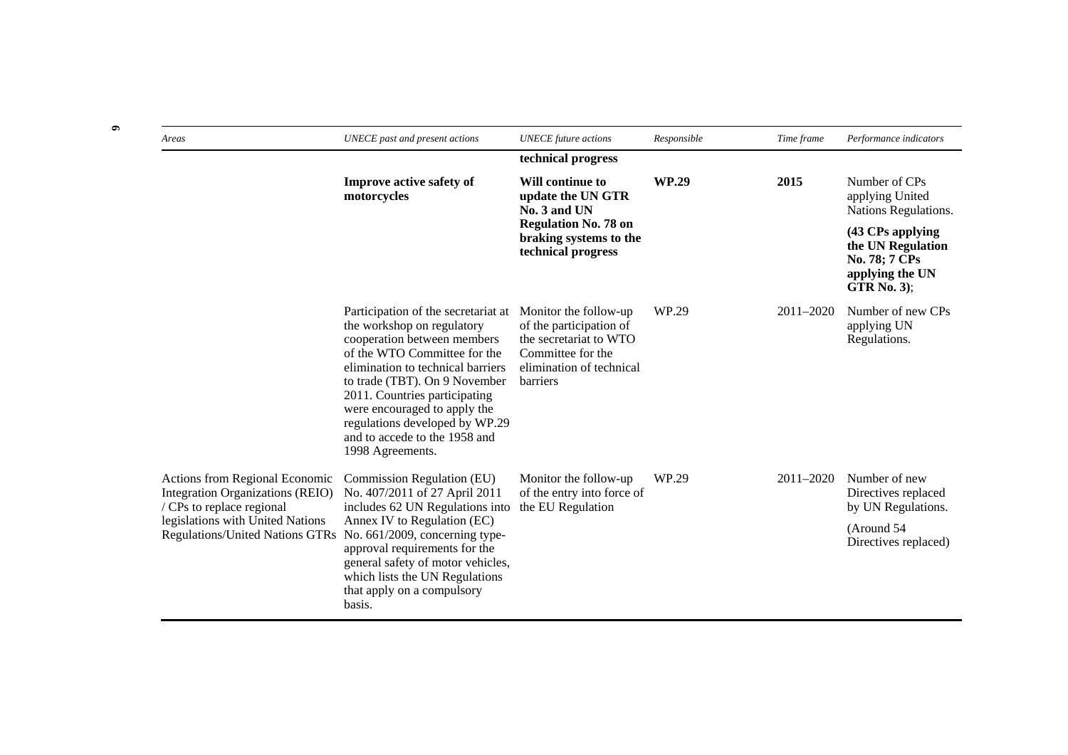| *Areas* | *UNECE past and present actions* | *UNECE future actions* | *Responsible* | *Time frame* | *Performance indicators* |
|---|---|---|---|---|---|
| | | **technical progress** | | | |
| | **Improve active safety of motorcycles** | **Will continue to update the UN GTR No. 3 and UN Regulation No. 78 on braking systems to the technical progress** | **WP.29** | **2015** | Number of CPs applying United Nations Regulations. **(43 CPs applying the UN Regulation No. 78; 7 CPs applying the UN GTR No. 3)**; |
| | Participation of the secretariat at the workshop on regulatory cooperation between members of the WTO Committee for the elimination to technical barriers to trade (TBT). On 9 November 2011. Countries participating were encouraged to apply the regulations developed by WP.29 and to accede to the 1958 and 1998 Agreements. | Monitor the follow-up of the participation of the secretariat to WTO Committee for the elimination of technical barriers | WP.29 | 2011–2020 | Number of new CPs applying UN Regulations. |
| Actions from Regional Economic Integration Organizations (REIO) / CPs to replace regional legislations with United Nations Regulations/United Nations GTRs | Commission Regulation (EU) No. 407/2011 of 27 April 2011 includes 62 UN Regulations into Annex IV to Regulation (EC) No. 661/2009, concerning type-approval requirements for the general safety of motor vehicles, which lists the UN Regulations that apply on a compulsory basis. | Monitor the follow-up of the entry into force of the EU Regulation | WP.29 | 2011–2020 | Number of new Directives replaced by UN Regulations. (Around 54 Directives replaced) |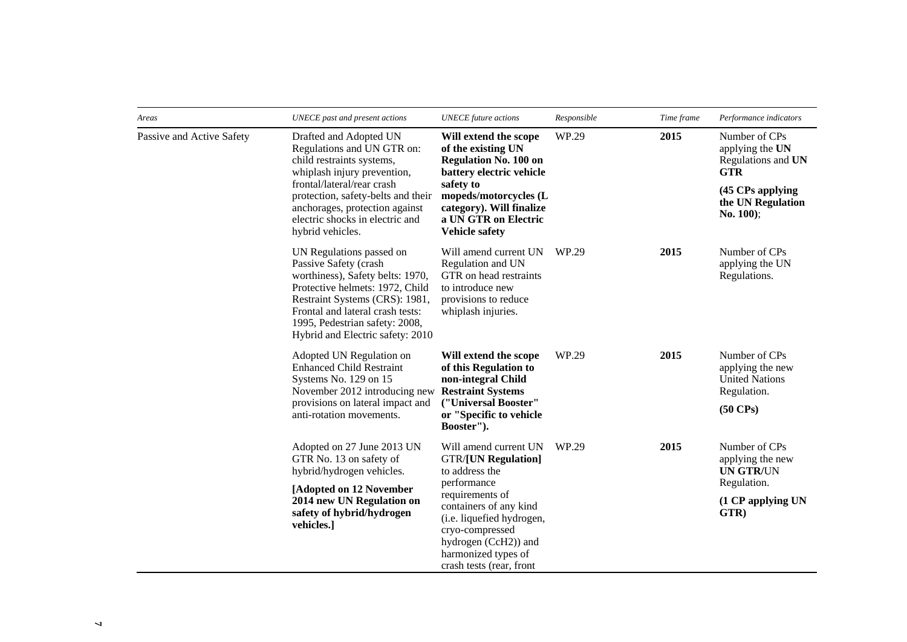| *Areas* | *UNECE past and present actions* | *UNECE future actions* | *Responsible* | *Time frame* | *Performance indicators* |
|---|---|---|---|---|---|
| Passive and Active Safety | Drafted and Adopted UN Regulations and UN GTR on: child restraints systems, whiplash injury prevention, frontal/lateral/rear crash protection, safety-belts and their anchorages, protection against electric shocks in electric and hybrid vehicles. | **Will extend the scope of the existing UN Regulation No. 100 on battery electric vehicle safety to mopeds/motorcycles (L category). Will finalize a UN GTR on Electric Vehicle safety** | WP.29 | **2015** | Number of CPs applying the **UN** Regulations and **UN GTR** **(45 CPs applying the UN Regulation No. 100)**; |
| | UN Regulations passed on Passive Safety (crash worthiness), Safety belts: 1970, Protective helmets: 1972, Child Restraint Systems (CRS): 1981, Frontal and lateral crash tests: 1995, Pedestrian safety: 2008, Hybrid and Electric safety: 2010 | Will amend current UN Regulation and UN GTR on head restraints to introduce new provisions to reduce whiplash injuries. | WP.29 | **2015** | Number of CPs applying the UN Regulations. |
| | Adopted UN Regulation on Enhanced Child Restraint Systems No. 129 on 15 November 2012 introducing new provisions on lateral impact and anti-rotation movements. | **Will extend the scope of this Regulation to non-integral Child Restraint Systems ("Universal Booster" or "Specific to vehicle Booster").** | WP.29 | **2015** | Number of CPs applying the new United Nations Regulation. **(50 CPs)** |
| | Adopted on 27 June 2013 UN GTR No. 13 on safety of hybrid/hydrogen vehicles. **[Adopted on 12 November 2014 new UN Regulation on safety of hybrid/hydrogen vehicles.]** | Will amend current UN GTR/**[UN Regulation]** to address the performance requirements of containers of any kind (i.e. liquefied hydrogen, cryo-compressed hydrogen (CcH2)) and harmonized types of crash tests (rear, front | WP.29 | **2015** | Number of CPs applying the new **UN GTR/**UN Regulation. **(1 CP applying UN GTR)** |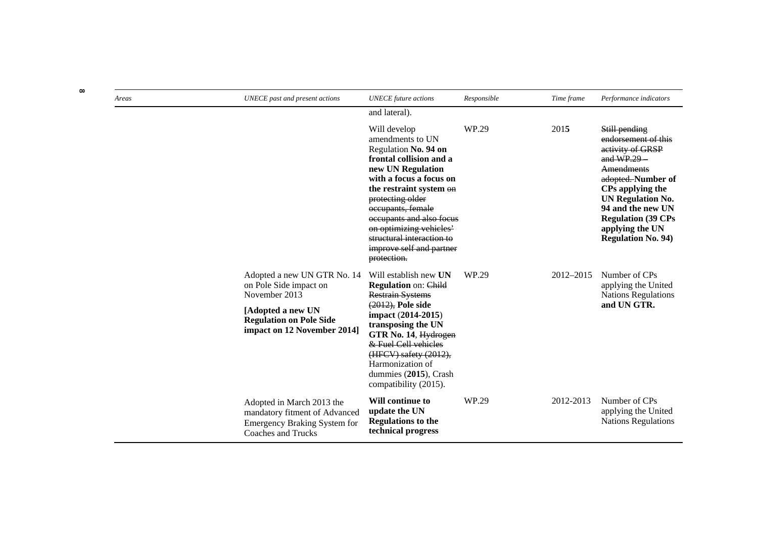| *Areas* | *UNECE past and present actions* | *UNECE future actions* | *Responsible* | *Time frame* | *Performance indicators* |
|---|---|---|---|---|---|
| | | and lateral). | | | |
| | | Will develop amendments to UN Regulation **No. 94 on frontal collision and a new UN Regulation with a focus a focus on the restraint system** ~~on protecting older occupants, female occupants and also focus on optimizing vehicles' structural interaction to improve self and partner protection.~~ | WP.29 | 201**5** | ~~Still pending endorsement of this activity of GRSP and WP.29 – Amendments adopted.~~ **Number of CPs applying the UN Regulation No. 94 and the new UN Regulation (39 CPs applying the UN Regulation No. 94)** |
| | Adopted a new UN GTR No. 14 on Pole Side impact on November 2013<br><br>**[Adopted a new UN Regulation on Pole Side impact on 12 November 2014]** | Will establish new **UN Regulation** on: ~~Child Restrain Systems (2012),~~ **Pole side impact** (**2014-2015**) **transposing the UN GTR No. 14**, ~~Hydrogen & Fuel Cell vehicles (HFCV) safety (2012),~~ Harmonization of dummies (**2015**), Crash compatibility (2015). | WP.29 | 2012–2015 | Number of CPs applying the United Nations Regulations **and UN GTR.** |
| | Adopted in March 2013 the mandatory fitment of Advanced Emergency Braking System for Coaches and Trucks | **Will continue to update the UN Regulations to the technical progress** | WP.29 | 2012-2013 | Number of CPs applying the United Nations Regulations |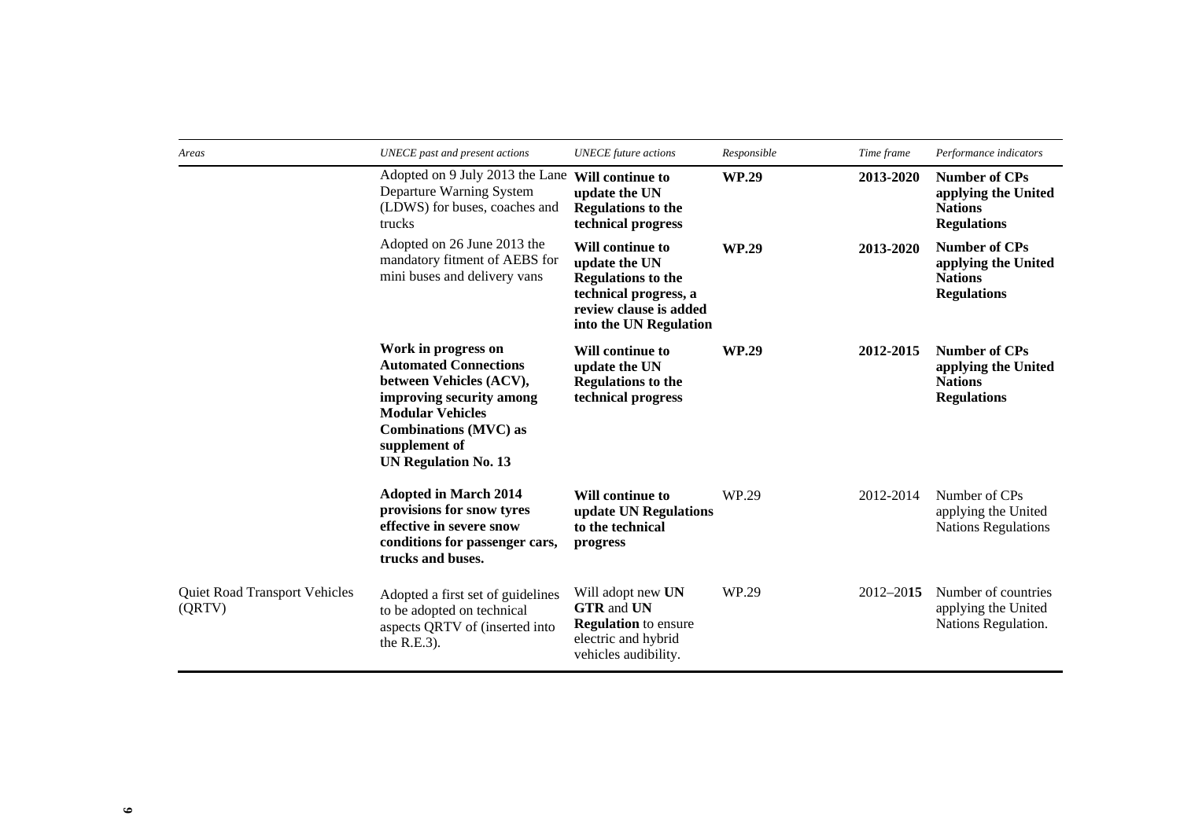| *Areas* | *UNECE past and present actions* | *UNECE future actions* | *Responsible* | *Time frame* | *Performance indicators* |
|---|---|---|---|---|---|
| | Adopted on 9 July 2013 the Lane Departure Warning System (LDWS) for buses, coaches and trucks | **Will continue to update the UN Regulations to the technical progress** | **WP.29** | **2013-2020** | **Number of CPs applying the United Nations Regulations** |
| | Adopted on 26 June 2013 the mandatory fitment of AEBS for mini buses and delivery vans | **Will continue to update the UN Regulations to the technical progress, a review clause is added into the UN Regulation** | **WP.29** | **2013-2020** | **Number of CPs applying the United Nations Regulations** |
| | **Work in progress on Automated Connections between Vehicles (ACV), improving security among Modular Vehicles Combinations (MVC) as supplement of UN Regulation No. 13** | **Will continue to update the UN Regulations to the technical progress** | **WP.29** | **2012-2015** | **Number of CPs applying the United Nations Regulations** |
| | **Adopted in March 2014 provisions for snow tyres effective in severe snow conditions for passenger cars, trucks and buses.** | **Will continue to update UN Regulations to the technical progress** | WP.29 | 2012-2014 | Number of CPs applying the United Nations Regulations |
| Quiet Road Transport Vehicles (QRTV) | Adopted a first set of guidelines to be adopted on technical aspects QRTV of (inserted into the R.E.3). | Will adopt new **UN GTR** and **UN Regulation** to ensure electric and hybrid vehicles audibility. | WP.29 | 2012–20**15** | Number of countries applying the United Nations Regulation. |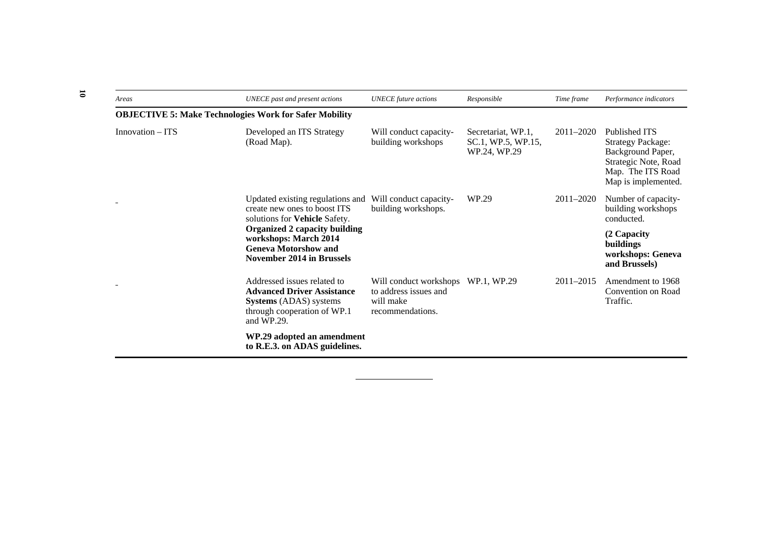| *Areas* | *UNECE past and present actions* | *UNECE future actions* | *Responsible* | *Time frame* | *Performance indicators* |
|---|---|---|---|---|---|
| **OBJECTIVE 5: Make Technologies Work for Safer Mobility** | | | | | |
| Innovation – ITS | Developed an ITS Strategy (Road Map). | Will conduct capacity-building workshops | Secretariat, WP.1, SC.1, WP.5, WP.15, WP.24, WP.29 | 2011–2020 | Published ITS Strategy Package: Background Paper, Strategic Note, Road Map. The ITS Road Map is implemented. |
| | Updated existing regulations and create new ones to boost ITS solutions for **Vehicle** Safety. **Organized 2 capacity building workshops: March 2014 Geneva Motorshow and November 2014 in Brussels** | Will conduct capacity-building workshops. | WP.29 | 2011–2020 | Number of capacity-building workshops conducted. **(2 Capacity buildings workshops: Geneva and Brussels)** |
| | Addressed issues related to **Advanced Driver Assistance Systems** (ADAS) systems through cooperation of WP.1 and WP.29. **WP.29 adopted an amendment to R.E.3. on ADAS guidelines.** | Will conduct workshops to address issues and will make recommendations. | WP.1, WP.29 | 2011–2015 | Amendment to 1968 Convention on Road Traffic. |